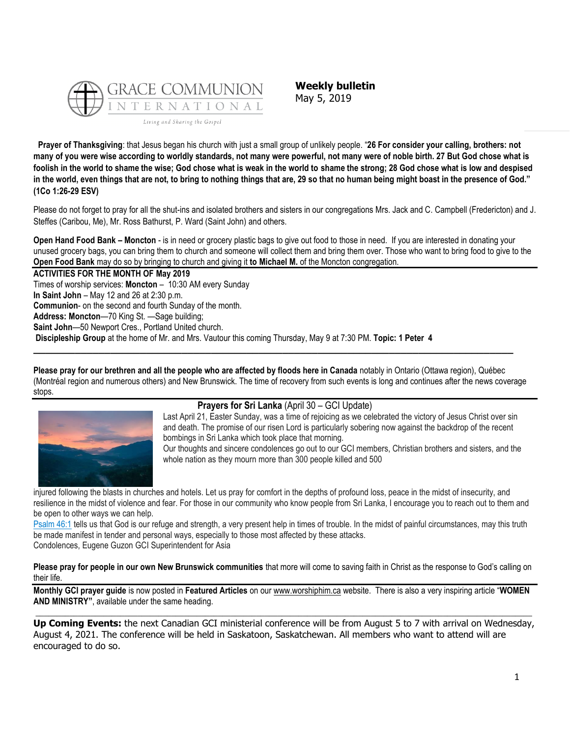GRACE COMMUNION INTERNATIONAL

Living and Sharing the Gospel

**Weekly bulletin**
May 5, 2019

**Prayer of Thanksgiving**: that Jesus began his church with just a small group of unlikely people. "**26 For consider your calling, brothers: not many of you were wise according to worldly standards, not many were powerful, not many were of noble birth. 27 But God chose what is foolish in the world to shame the wise; God chose what is weak in the world to shame the strong; 28 God chose what is low and despised in the world, even things that are not, to bring to nothing things that are, 29 so that no human being might boast in the presence of God." (1Co 1:26-29 ESV)**

Please do not forget to pray for all the shut-ins and isolated brothers and sisters in our congregations Mrs. Jack and C. Campbell (Fredericton) and J. Steffes (Caribou, Me), Mr. Ross Bathurst, P. Ward (Saint John) and others.

**Open Hand Food Bank – Moncton** - is in need or grocery plastic bags to give out food to those in need. If you are interested in donating your unused grocery bags, you can bring them to church and someone will collect them and bring them over. Those who want to bring food to give to the **Open Food Bank** may do so by bringing to church and giving it **to Michael M.** of the Moncton congregation.

**ACTIVITIES FOR THE MONTH OF May 2019**

Times of worship services: **Moncton** – 10:30 AM every Sunday
**In Saint John** – May 12 and 26 at 2:30 p.m.
**Communion**- on the second and fourth Sunday of the month.
**Address: Moncton**—70 King St. —Sage building;
**Saint John**—50 Newport Cres., Portland United church.
**Discipleship Group** at the home of Mr. and Mrs. Vautour this coming Thursday, May 9 at 7:30 PM. **Topic: 1 Peter 4**

---

**Please pray for our brethren and all the people who are affected by floods here in Canada** notably in Ontario (Ottawa region), Québec (Montréal region and numerous others) and New Brunswick. The time of recovery from such events is long and continues after the news coverage stops.

**Prayers for Sri Lanka** (April 30 – GCI Update)

Last April 21, Easter Sunday, was a time of rejoicing as we celebrated the victory of Jesus Christ over sin and death. The promise of our risen Lord is particularly sobering now against the backdrop of the recent bombings in Sri Lanka which took place that morning.

Our thoughts and sincere condolences go out to our GCI members, Christian brothers and sisters, and the whole nation as they mourn more than 300 people killed and 500 injured following the blasts in churches and hotels. Let us pray for comfort in the depths of profound loss, peace in the midst of insecurity, and resilience in the midst of violence and fear. For those in our community who know people from Sri Lanka, I encourage you to reach out to them and be open to other ways we can help.

Psalm 46:1 tells us that God is our refuge and strength, a very present help in times of trouble. In the midst of painful circumstances, may this truth be made manifest in tender and personal ways, especially to those most affected by these attacks.
Condolences, Eugene Guzon GCI Superintendent for Asia

**Please pray for people in our own New Brunswick communities** that more will come to saving faith in Christ as the response to God's calling on their life.

**Monthly GCI prayer guide** is now posted in **Featured Articles** on our www.worshiphim.ca website. There is also a very inspiring article "**WOMEN AND MINISTRY"**, available under the same heading.

---

**Up Coming Events:** the next Canadian GCI ministerial conference will be from August 5 to 7 with arrival on Wednesday, August 4, 2021. The conference will be held in Saskatoon, Saskatchewan. All members who want to attend will are encouraged to do so.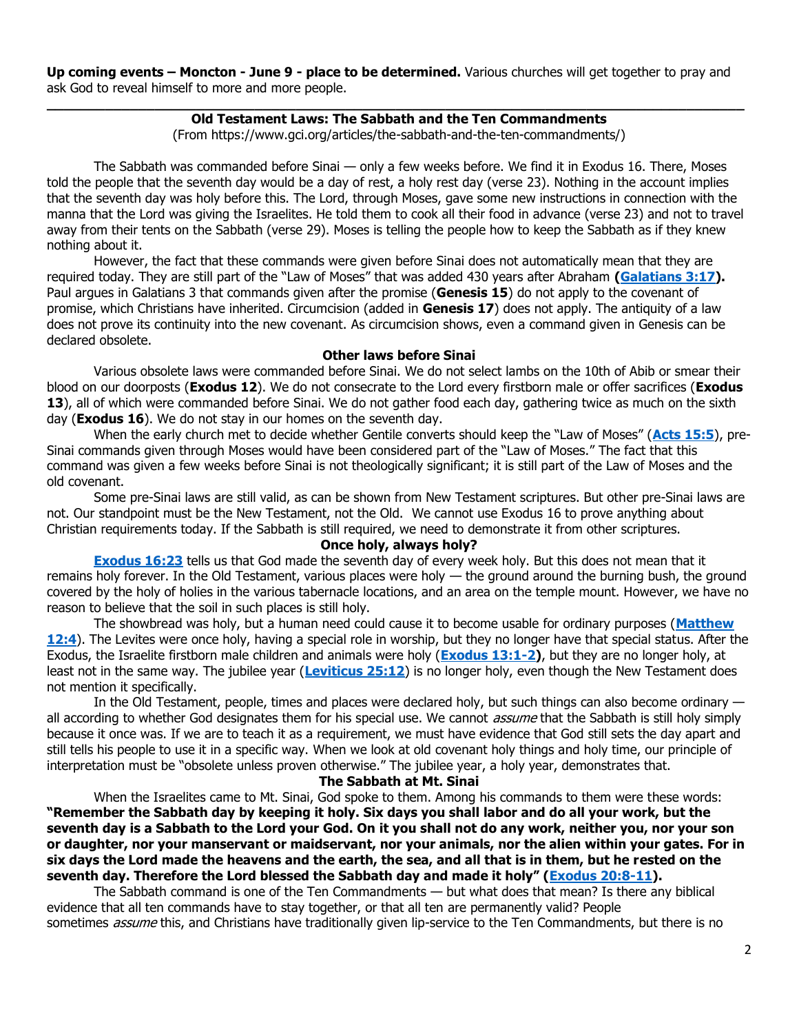**Up coming events – Moncton - June 9 - place to be determined.** Various churches will get together to pray and ask God to reveal himself to more and more people.

---

## Old Testament Laws: The Sabbath and the Ten Commandments

(From https://www.gci.org/articles/the-sabbath-and-the-ten-commandments/)

The Sabbath was commanded before Sinai — only a few weeks before. We find it in Exodus 16. There, Moses told the people that the seventh day would be a day of rest, a holy rest day (verse 23). Nothing in the account implies that the seventh day was holy before this. The Lord, through Moses, gave some new instructions in connection with the manna that the Lord was giving the Israelites. He told them to cook all their food in advance (verse 23) and not to travel away from their tents on the Sabbath (verse 29). Moses is telling the people how to keep the Sabbath as if they knew nothing about it.

However, the fact that these commands were given before Sinai does not automatically mean that they are required today. They are still part of the "Law of Moses" that was added 430 years after Abraham **(Galatians 3:17).** Paul argues in Galatians 3 that commands given after the promise (**Genesis 15**) do not apply to the covenant of promise, which Christians have inherited. Circumcision (added in **Genesis 17**) does not apply. The antiquity of a law does not prove its continuity into the new covenant. As circumcision shows, even a command given in Genesis can be declared obsolete.

### Other laws before Sinai

Various obsolete laws were commanded before Sinai. We do not select lambs on the 10th of Abib or smear their blood on our doorposts (**Exodus 12**). We do not consecrate to the Lord every firstborn male or offer sacrifices (**Exodus 13**), all of which were commanded before Sinai. We do not gather food each day, gathering twice as much on the sixth day (**Exodus 16**). We do not stay in our homes on the seventh day.

When the early church met to decide whether Gentile converts should keep the "Law of Moses" (**Acts 15:5**), pre-Sinai commands given through Moses would have been considered part of the "Law of Moses." The fact that this command was given a few weeks before Sinai is not theologically significant; it is still part of the Law of Moses and the old covenant.

Some pre-Sinai laws are still valid, as can be shown from New Testament scriptures. But other pre-Sinai laws are not. Our standpoint must be the New Testament, not the Old. We cannot use Exodus 16 to prove anything about Christian requirements today. If the Sabbath is still required, we need to demonstrate it from other scriptures.

### Once holy, always holy?

**Exodus 16:23** tells us that God made the seventh day of every week holy. But this does not mean that it remains holy forever. In the Old Testament, various places were holy — the ground around the burning bush, the ground covered by the holy of holies in the various tabernacle locations, and an area on the temple mount. However, we have no reason to believe that the soil in such places is still holy.

The showbread was holy, but a human need could cause it to become usable for ordinary purposes (**Matthew 12:4**). The Levites were once holy, having a special role in worship, but they no longer have that special status. After the Exodus, the Israelite firstborn male children and animals were holy (**Exodus 13:1-2**), but they are no longer holy, at least not in the same way. The jubilee year (**Leviticus 25:12**) is no longer holy, even though the New Testament does not mention it specifically.

In the Old Testament, people, times and places were declared holy, but such things can also become ordinary — all according to whether God designates them for his special use. We cannot *assume* that the Sabbath is still holy simply because it once was. If we are to teach it as a requirement, we must have evidence that God still sets the day apart and still tells his people to use it in a specific way. When we look at old covenant holy things and holy time, our principle of interpretation must be "obsolete unless proven otherwise." The jubilee year, a holy year, demonstrates that.

### The Sabbath at Mt. Sinai

When the Israelites came to Mt. Sinai, God spoke to them. Among his commands to them were these words: **"Remember the Sabbath day by keeping it holy. Six days you shall labor and do all your work, but the seventh day is a Sabbath to the Lord your God. On it you shall not do any work, neither you, nor your son or daughter, nor your manservant or maidservant, nor your animals, nor the alien within your gates. For in six days the Lord made the heavens and the earth, the sea, and all that is in them, but he rested on the seventh day. Therefore the Lord blessed the Sabbath day and made it holy" (Exodus 20:8-11).**

The Sabbath command is one of the Ten Commandments — but what does that mean? Is there any biblical evidence that all ten commands have to stay together, or that all ten are permanently valid? People sometimes *assume* this, and Christians have traditionally given lip-service to the Ten Commandments, but there is no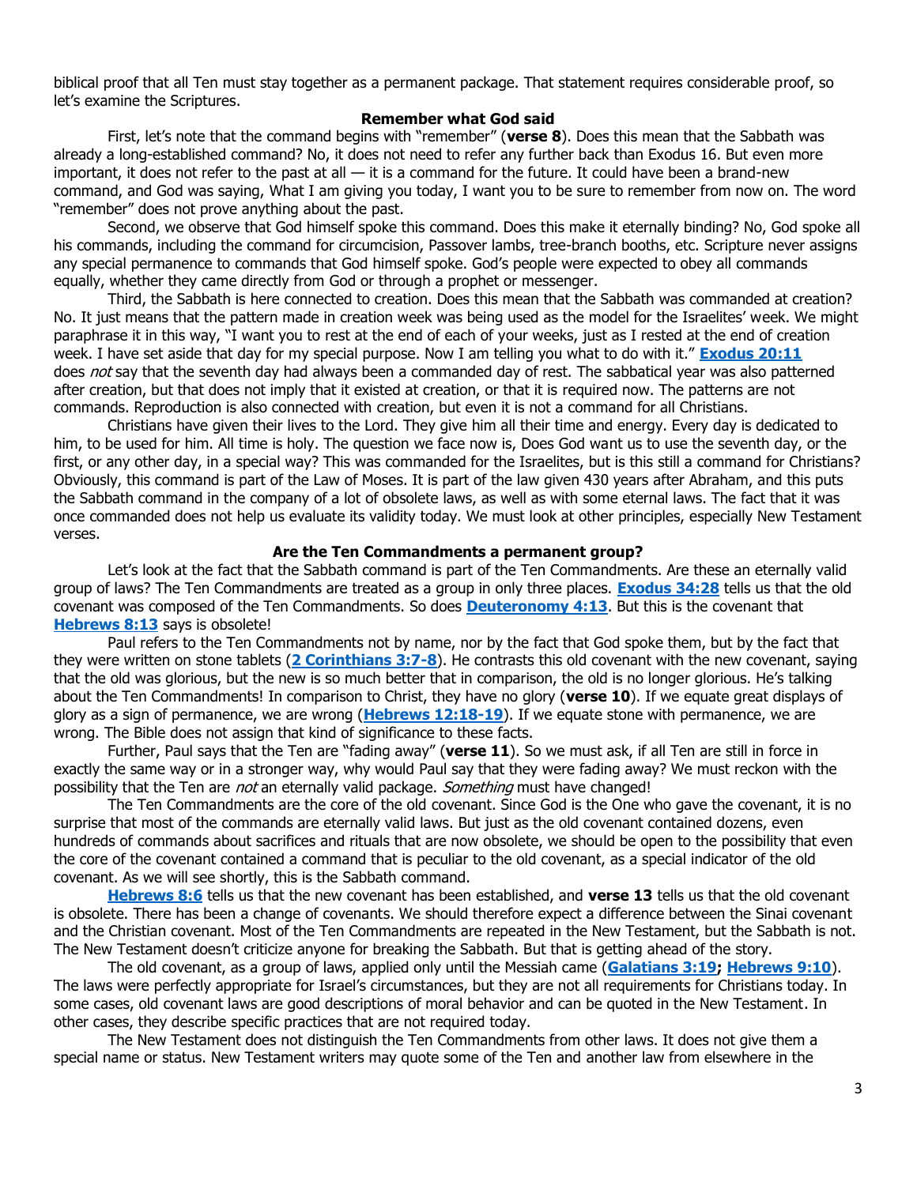biblical proof that all Ten must stay together as a permanent package. That statement requires considerable proof, so let's examine the Scriptures.

### Remember what God said

First, let's note that the command begins with "remember" (**verse 8**). Does this mean that the Sabbath was already a long-established command? No, it does not need to refer any further back than Exodus 16. But even more important, it does not refer to the past at all — it is a command for the future. It could have been a brand-new command, and God was saying, What I am giving you today, I want you to be sure to remember from now on. The word "remember" does not prove anything about the past.

Second, we observe that God himself spoke this command. Does this make it eternally binding? No, God spoke all his commands, including the command for circumcision, Passover lambs, tree-branch booths, etc. Scripture never assigns any special permanence to commands that God himself spoke. God's people were expected to obey all commands equally, whether they came directly from God or through a prophet or messenger.

Third, the Sabbath is here connected to creation. Does this mean that the Sabbath was commanded at creation? No. It just means that the pattern made in creation week was being used as the model for the Israelites' week. We might paraphrase it in this way, "I want you to rest at the end of each of your weeks, just as I rested at the end of creation week. I have set aside that day for my special purpose. Now I am telling you what to do with it." **Exodus 20:11** does *not* say that the seventh day had always been a commanded day of rest. The sabbatical year was also patterned after creation, but that does not imply that it existed at creation, or that it is required now. The patterns are not commands. Reproduction is also connected with creation, but even it is not a command for all Christians.

Christians have given their lives to the Lord. They give him all their time and energy. Every day is dedicated to him, to be used for him. All time is holy. The question we face now is, Does God want us to use the seventh day, or the first, or any other day, in a special way? This was commanded for the Israelites, but is this still a command for Christians? Obviously, this command is part of the Law of Moses. It is part of the law given 430 years after Abraham, and this puts the Sabbath command in the company of a lot of obsolete laws, as well as with some eternal laws. The fact that it was once commanded does not help us evaluate its validity today. We must look at other principles, especially New Testament verses.

### Are the Ten Commandments a permanent group?

Let's look at the fact that the Sabbath command is part of the Ten Commandments. Are these an eternally valid group of laws? The Ten Commandments are treated as a group in only three places. **Exodus 34:28** tells us that the old covenant was composed of the Ten Commandments. So does **Deuteronomy 4:13**. But this is the covenant that **Hebrews 8:13** says is obsolete!

Paul refers to the Ten Commandments not by name, nor by the fact that God spoke them, but by the fact that they were written on stone tablets (**2 Corinthians 3:7-8**). He contrasts this old covenant with the new covenant, saying that the old was glorious, but the new is so much better that in comparison, the old is no longer glorious. He's talking about the Ten Commandments! In comparison to Christ, they have no glory (**verse 10**). If we equate great displays of glory as a sign of permanence, we are wrong (**Hebrews 12:18-19**). If we equate stone with permanence, we are wrong. The Bible does not assign that kind of significance to these facts.

Further, Paul says that the Ten are "fading away" (**verse 11**). So we must ask, if all Ten are still in force in exactly the same way or in a stronger way, why would Paul say that they were fading away? We must reckon with the possibility that the Ten are *not* an eternally valid package. *Something* must have changed!

The Ten Commandments are the core of the old covenant. Since God is the One who gave the covenant, it is no surprise that most of the commands are eternally valid laws. But just as the old covenant contained dozens, even hundreds of commands about sacrifices and rituals that are now obsolete, we should be open to the possibility that even the core of the covenant contained a command that is peculiar to the old covenant, as a special indicator of the old covenant. As we will see shortly, this is the Sabbath command.

**Hebrews 8:6** tells us that the new covenant has been established, and **verse 13** tells us that the old covenant is obsolete. There has been a change of covenants. We should therefore expect a difference between the Sinai covenant and the Christian covenant. Most of the Ten Commandments are repeated in the New Testament, but the Sabbath is not. The New Testament doesn't criticize anyone for breaking the Sabbath. But that is getting ahead of the story.

The old covenant, as a group of laws, applied only until the Messiah came (**Galatians 3:19; Hebrews 9:10**). The laws were perfectly appropriate for Israel's circumstances, but they are not all requirements for Christians today. In some cases, old covenant laws are good descriptions of moral behavior and can be quoted in the New Testament. In other cases, they describe specific practices that are not required today.

The New Testament does not distinguish the Ten Commandments from other laws. It does not give them a special name or status. New Testament writers may quote some of the Ten and another law from elsewhere in the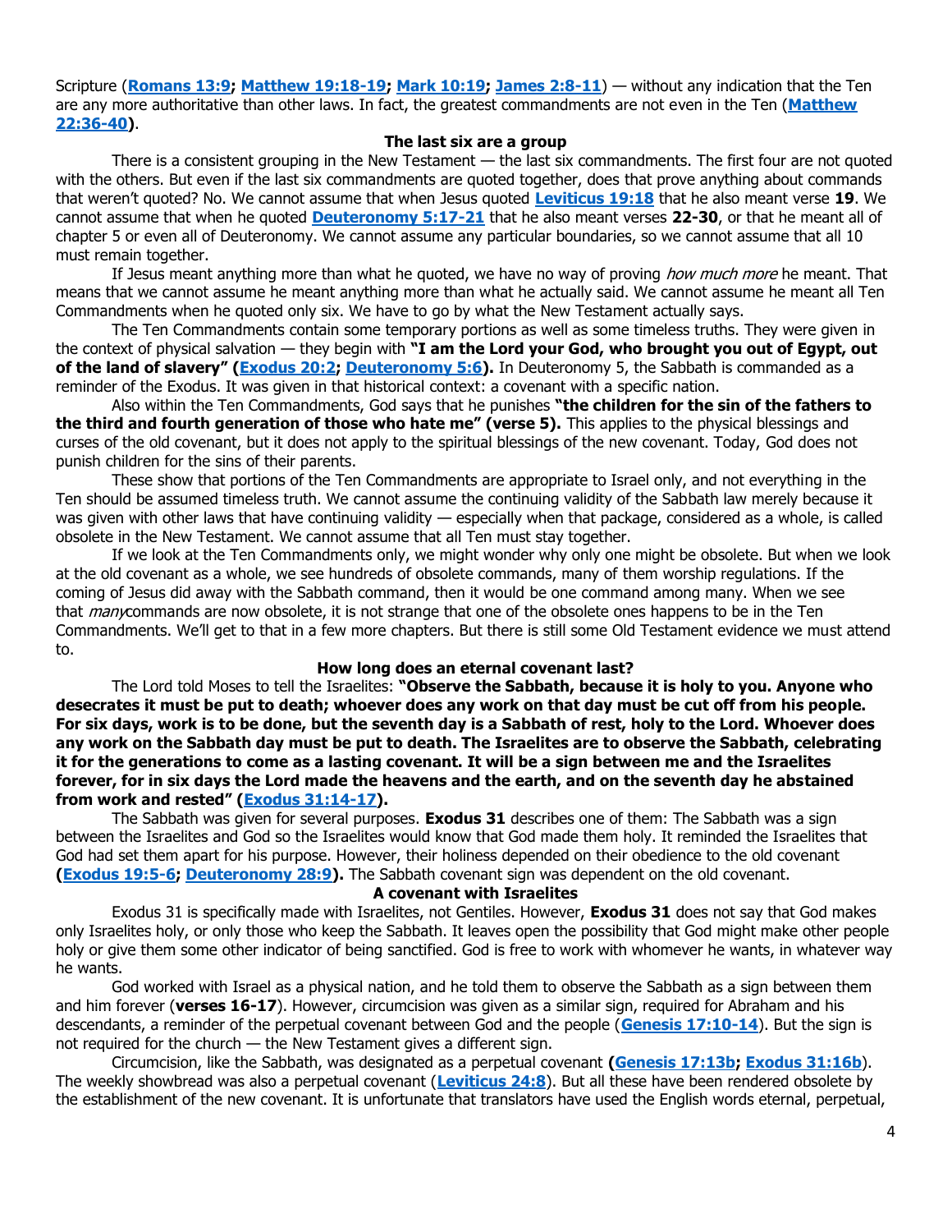Scripture (**Romans 13:9; Matthew 19:18-19; Mark 10:19; James 2:8-11**) — without any indication that the Ten are any more authoritative than other laws. In fact, the greatest commandments are not even in the Ten (**Matthew 22:36-40**).

### The last six are a group

There is a consistent grouping in the New Testament — the last six commandments. The first four are not quoted with the others. But even if the last six commandments are quoted together, does that prove anything about commands that weren't quoted? No. We cannot assume that when Jesus quoted **Leviticus 19:18** that he also meant verse **19**. We cannot assume that when he quoted **Deuteronomy 5:17-21** that he also meant verses **22-30**, or that he meant all of chapter 5 or even all of Deuteronomy. We cannot assume any particular boundaries, so we cannot assume that all 10 must remain together.

If Jesus meant anything more than what he quoted, we have no way of proving *how much more* he meant. That means that we cannot assume he meant anything more than what he actually said. We cannot assume he meant all Ten Commandments when he quoted only six. We have to go by what the New Testament actually says.

The Ten Commandments contain some temporary portions as well as some timeless truths. They were given in the context of physical salvation — they begin with **"I am the Lord your God, who brought you out of Egypt, out of the land of slavery" (Exodus 20:2; Deuteronomy 5:6).** In Deuteronomy 5, the Sabbath is commanded as a reminder of the Exodus. It was given in that historical context: a covenant with a specific nation.

Also within the Ten Commandments, God says that he punishes **"the children for the sin of the fathers to the third and fourth generation of those who hate me" (verse 5).** This applies to the physical blessings and curses of the old covenant, but it does not apply to the spiritual blessings of the new covenant. Today, God does not punish children for the sins of their parents.

These show that portions of the Ten Commandments are appropriate to Israel only, and not everything in the Ten should be assumed timeless truth. We cannot assume the continuing validity of the Sabbath law merely because it was given with other laws that have continuing validity — especially when that package, considered as a whole, is called obsolete in the New Testament. We cannot assume that all Ten must stay together.

If we look at the Ten Commandments only, we might wonder why only one might be obsolete. But when we look at the old covenant as a whole, we see hundreds of obsolete commands, many of them worship regulations. If the coming of Jesus did away with the Sabbath command, then it would be one command among many. When we see that *many* commands are now obsolete, it is not strange that one of the obsolete ones happens to be in the Ten Commandments. We'll get to that in a few more chapters. But there is still some Old Testament evidence we must attend to.

### How long does an eternal covenant last?

The Lord told Moses to tell the Israelites: **"Observe the Sabbath, because it is holy to you. Anyone who desecrates it must be put to death; whoever does any work on that day must be cut off from his people. For six days, work is to be done, but the seventh day is a Sabbath of rest, holy to the Lord. Whoever does any work on the Sabbath day must be put to death. The Israelites are to observe the Sabbath, celebrating it for the generations to come as a lasting covenant. It will be a sign between me and the Israelites forever, for in six days the Lord made the heavens and the earth, and on the seventh day he abstained from work and rested" (Exodus 31:14-17).**

The Sabbath was given for several purposes. **Exodus 31** describes one of them: The Sabbath was a sign between the Israelites and God so the Israelites would know that God made them holy. It reminded the Israelites that God had set them apart for his purpose. However, their holiness depended on their obedience to the old covenant **(Exodus 19:5-6; Deuteronomy 28:9).** The Sabbath covenant sign was dependent on the old covenant.

### A covenant with Israelites

Exodus 31 is specifically made with Israelites, not Gentiles. However, **Exodus 31** does not say that God makes only Israelites holy, or only those who keep the Sabbath. It leaves open the possibility that God might make other people holy or give them some other indicator of being sanctified. God is free to work with whomever he wants, in whatever way he wants.

God worked with Israel as a physical nation, and he told them to observe the Sabbath as a sign between them and him forever (**verses 16-17**). However, circumcision was given as a similar sign, required for Abraham and his descendants, a reminder of the perpetual covenant between God and the people (**Genesis 17:10-14**). But the sign is not required for the church — the New Testament gives a different sign.

Circumcision, like the Sabbath, was designated as a perpetual covenant **(Genesis 17:13b; Exodus 31:16b)**. The weekly showbread was also a perpetual covenant (**Leviticus 24:8**). But all these have been rendered obsolete by the establishment of the new covenant. It is unfortunate that translators have used the English words eternal, perpetual,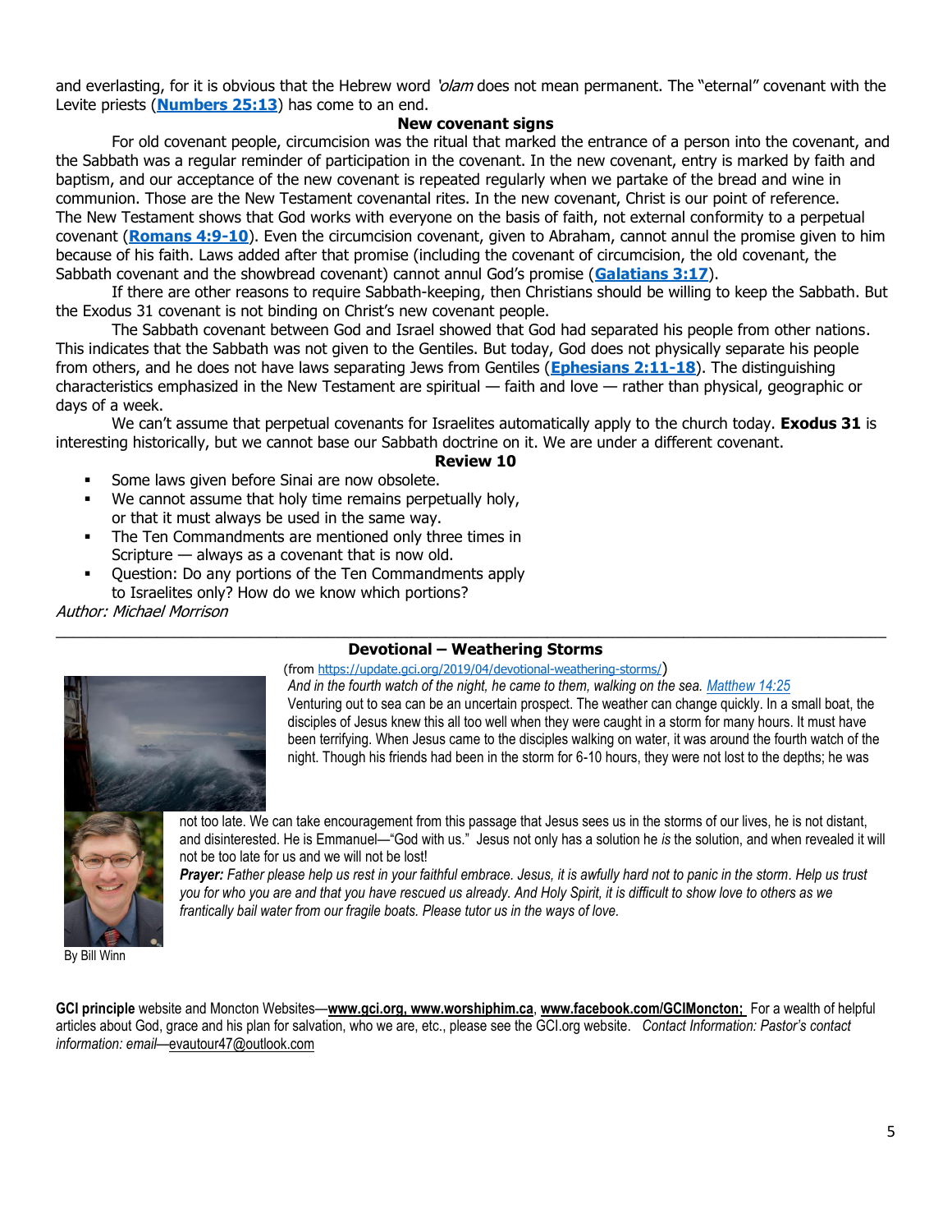and everlasting, for it is obvious that the Hebrew word *'olam* does not mean permanent. The "eternal" covenant with the Levite priests (**Numbers 25:13**) has come to an end.

### New covenant signs

For old covenant people, circumcision was the ritual that marked the entrance of a person into the covenant, and the Sabbath was a regular reminder of participation in the covenant. In the new covenant, entry is marked by faith and baptism, and our acceptance of the new covenant is repeated regularly when we partake of the bread and wine in communion. Those are the New Testament covenantal rites. In the new covenant, Christ is our point of reference. The New Testament shows that God works with everyone on the basis of faith, not external conformity to a perpetual covenant (**Romans 4:9-10**). Even the circumcision covenant, given to Abraham, cannot annul the promise given to him because of his faith. Laws added after that promise (including the covenant of circumcision, the old covenant, the Sabbath covenant and the showbread covenant) cannot annul God's promise (**Galatians 3:17**).

If there are other reasons to require Sabbath-keeping, then Christians should be willing to keep the Sabbath. But the Exodus 31 covenant is not binding on Christ's new covenant people.

The Sabbath covenant between God and Israel showed that God had separated his people from other nations. This indicates that the Sabbath was not given to the Gentiles. But today, God does not physically separate his people from others, and he does not have laws separating Jews from Gentiles (**Ephesians 2:11-18**). The distinguishing characteristics emphasized in the New Testament are spiritual — faith and love — rather than physical, geographic or days of a week.

We can't assume that perpetual covenants for Israelites automatically apply to the church today. **Exodus 31** is interesting historically, but we cannot base our Sabbath doctrine on it. We are under a different covenant.

### Review 10

- Some laws given before Sinai are now obsolete.
- We cannot assume that holy time remains perpetually holy, or that it must always be used in the same way.
- The Ten Commandments are mentioned only three times in Scripture — always as a covenant that is now old.
- Question: Do any portions of the Ten Commandments apply to Israelites only? How do we know which portions?

*Author: Michael Morrison*

---

## Devotional – Weathering Storms

(from https://update.gci.org/2019/04/devotional-weathering-storms/)

*And in the fourth watch of the night, he came to them, walking on the sea. Matthew 14:25*

Venturing out to sea can be an uncertain prospect. The weather can change quickly. In a small boat, the disciples of Jesus knew this all too well when they were caught in a storm for many hours. It must have been terrifying. When Jesus came to the disciples walking on water, it was around the fourth watch of the night. Though his friends had been in the storm for 6-10 hours, they were not lost to the depths; he was not too late. We can take encouragement from this passage that Jesus sees us in the storms of our lives, he is not distant, and disinterested. He is Emmanuel—"God with us." Jesus not only has a solution he *is* the solution, and when revealed it will not be too late for us and we will not be lost!

***Prayer:*** *Father please help us rest in your faithful embrace. Jesus, it is awfully hard not to panic in the storm. Help us trust you for who you are and that you have rescued us already. And Holy Spirit, it is difficult to show love to others as we frantically bail water from our fragile boats. Please tutor us in the ways of love.*

By Bill Winn

**GCI principle** website and Moncton Websites—**www.gci.org, www.worshiphim.ca**, **www.facebook.com/GCIMoncton;** For a wealth of helpful articles about God, grace and his plan for salvation, who we are, etc., please see the GCI.org website. *Contact Information: Pastor's contact information: email*—evautour47@outlook.com